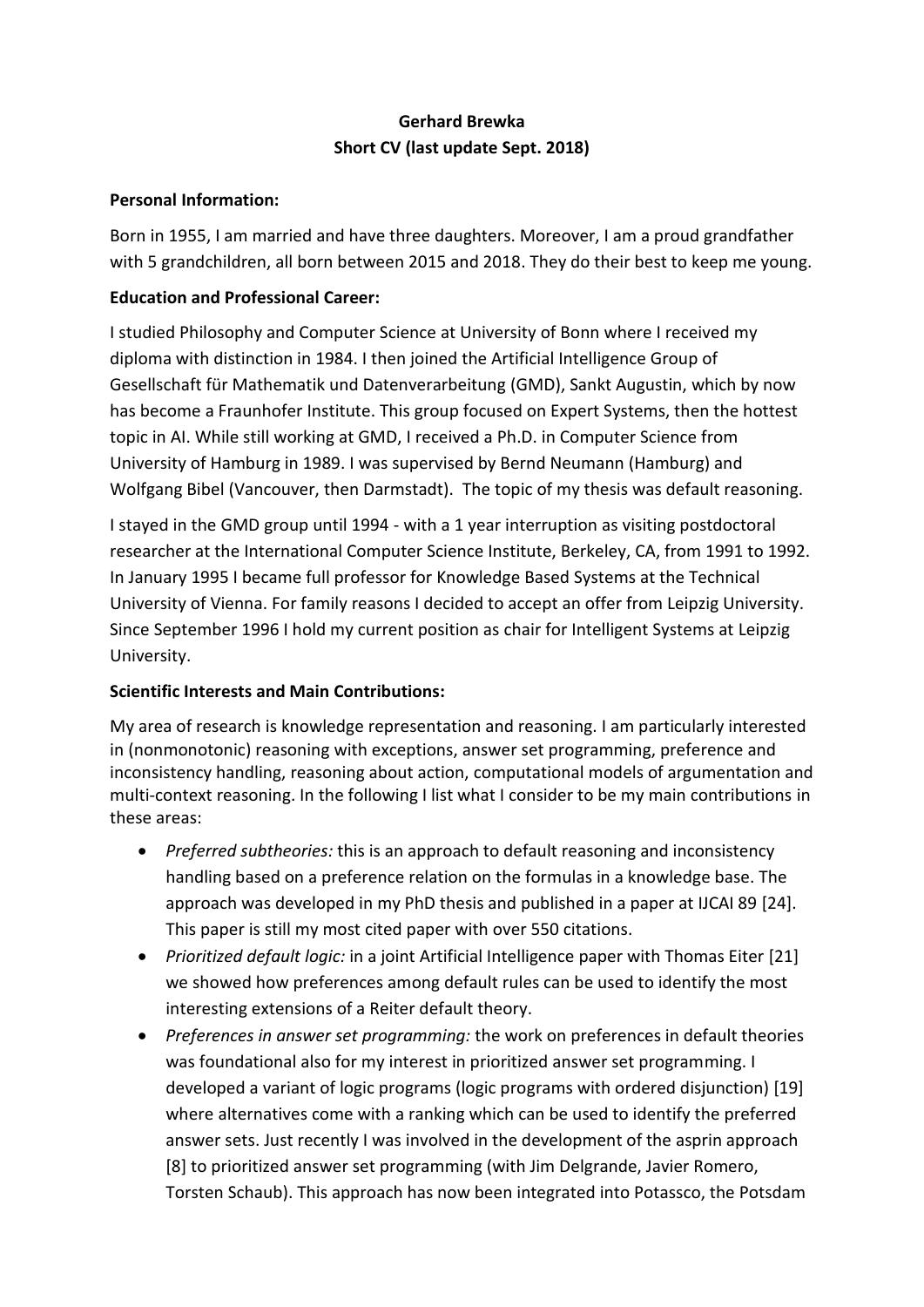**Gerhard Brewka**
**Short CV (last update Sept. 2018)**

**Personal Information:**

Born in 1955, I am married and have three daughters. Moreover, I am a proud grandfather with 5 grandchildren, all born between 2015 and 2018. They do their best to keep me young.

**Education and Professional Career:**

I studied Philosophy and Computer Science at University of Bonn where I received my diploma with distinction in 1984. I then joined the Artificial Intelligence Group of Gesellschaft für Mathematik und Datenverarbeitung (GMD), Sankt Augustin, which by now has become a Fraunhofer Institute. This group focused on Expert Systems, then the hottest topic in AI. While still working at GMD, I received a Ph.D. in Computer Science from University of Hamburg in 1989. I was supervised by Bernd Neumann (Hamburg) and Wolfgang Bibel (Vancouver, then Darmstadt). The topic of my thesis was default reasoning.

I stayed in the GMD group until 1994 - with a 1 year interruption as visiting postdoctoral researcher at the International Computer Science Institute, Berkeley, CA, from 1991 to 1992. In January 1995 I became full professor for Knowledge Based Systems at the Technical University of Vienna. For family reasons I decided to accept an offer from Leipzig University. Since September 1996 I hold my current position as chair for Intelligent Systems at Leipzig University.

**Scientific Interests and Main Contributions:**

My area of research is knowledge representation and reasoning. I am particularly interested in (nonmonotonic) reasoning with exceptions, answer set programming, preference and inconsistency handling, reasoning about action, computational models of argumentation and multi-context reasoning. In the following I list what I consider to be my main contributions in these areas:

- *Preferred subtheories:* this is an approach to default reasoning and inconsistency handling based on a preference relation on the formulas in a knowledge base. The approach was developed in my PhD thesis and published in a paper at IJCAI 89 [24]. This paper is still my most cited paper with over 550 citations.
- *Prioritized default logic:* in a joint Artificial Intelligence paper with Thomas Eiter [21] we showed how preferences among default rules can be used to identify the most interesting extensions of a Reiter default theory.
- *Preferences in answer set programming:* the work on preferences in default theories was foundational also for my interest in prioritized answer set programming. I developed a variant of logic programs (logic programs with ordered disjunction) [19] where alternatives come with a ranking which can be used to identify the preferred answer sets. Just recently I was involved in the development of the asprin approach [8] to prioritized answer set programming (with Jim Delgrande, Javier Romero, Torsten Schaub). This approach has now been integrated into Potassco, the Potsdam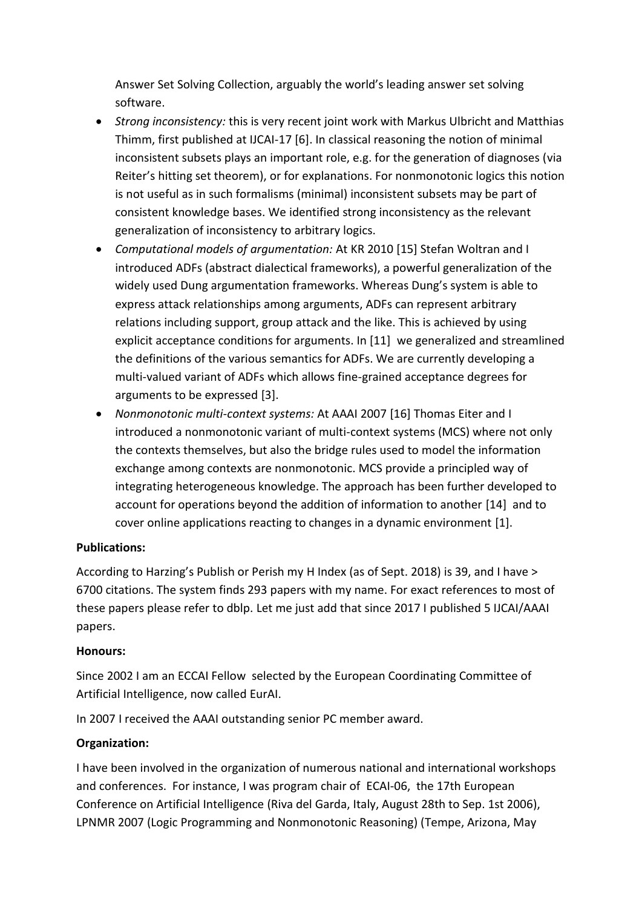Answer Set Solving Collection, arguably the world's leading answer set solving software.

- *Strong inconsistency:* this is very recent joint work with Markus Ulbricht and Matthias Thimm, first published at IJCAI-17 [6]. In classical reasoning the notion of minimal inconsistent subsets plays an important role, e.g. for the generation of diagnoses (via Reiter's hitting set theorem), or for explanations. For nonmonotonic logics this notion is not useful as in such formalisms (minimal) inconsistent subsets may be part of consistent knowledge bases. We identified strong inconsistency as the relevant generalization of inconsistency to arbitrary logics.
- *Computational models of argumentation:* At KR 2010 [15] Stefan Woltran and I introduced ADFs (abstract dialectical frameworks), a powerful generalization of the widely used Dung argumentation frameworks. Whereas Dung's system is able to express attack relationships among arguments, ADFs can represent arbitrary relations including support, group attack and the like. This is achieved by using explicit acceptance conditions for arguments. In [11] we generalized and streamlined the definitions of the various semantics for ADFs. We are currently developing a multi-valued variant of ADFs which allows fine-grained acceptance degrees for arguments to be expressed [3].
- *Nonmonotonic multi-context systems:* At AAAI 2007 [16] Thomas Eiter and I introduced a nonmonotonic variant of multi-context systems (MCS) where not only the contexts themselves, but also the bridge rules used to model the information exchange among contexts are nonmonotonic. MCS provide a principled way of integrating heterogeneous knowledge. The approach has been further developed to account for operations beyond the addition of information to another [14] and to cover online applications reacting to changes in a dynamic environment [1].

**Publications:**

According to Harzing's Publish or Perish my H Index (as of Sept. 2018) is 39, and I have > 6700 citations. The system finds 293 papers with my name. For exact references to most of these papers please refer to dblp. Let me just add that since 2017 I published 5 IJCAI/AAAI papers.

**Honours:**

Since 2002 I am an ECCAI Fellow selected by the European Coordinating Committee of Artificial Intelligence, now called EurAI.

In 2007 I received the AAAI outstanding senior PC member award.

**Organization:**

I have been involved in the organization of numerous national and international workshops and conferences. For instance, I was program chair of ECAI-06, the 17th European Conference on Artificial Intelligence (Riva del Garda, Italy, August 28th to Sep. 1st 2006), LPNMR 2007 (Logic Programming and Nonmonotonic Reasoning) (Tempe, Arizona, May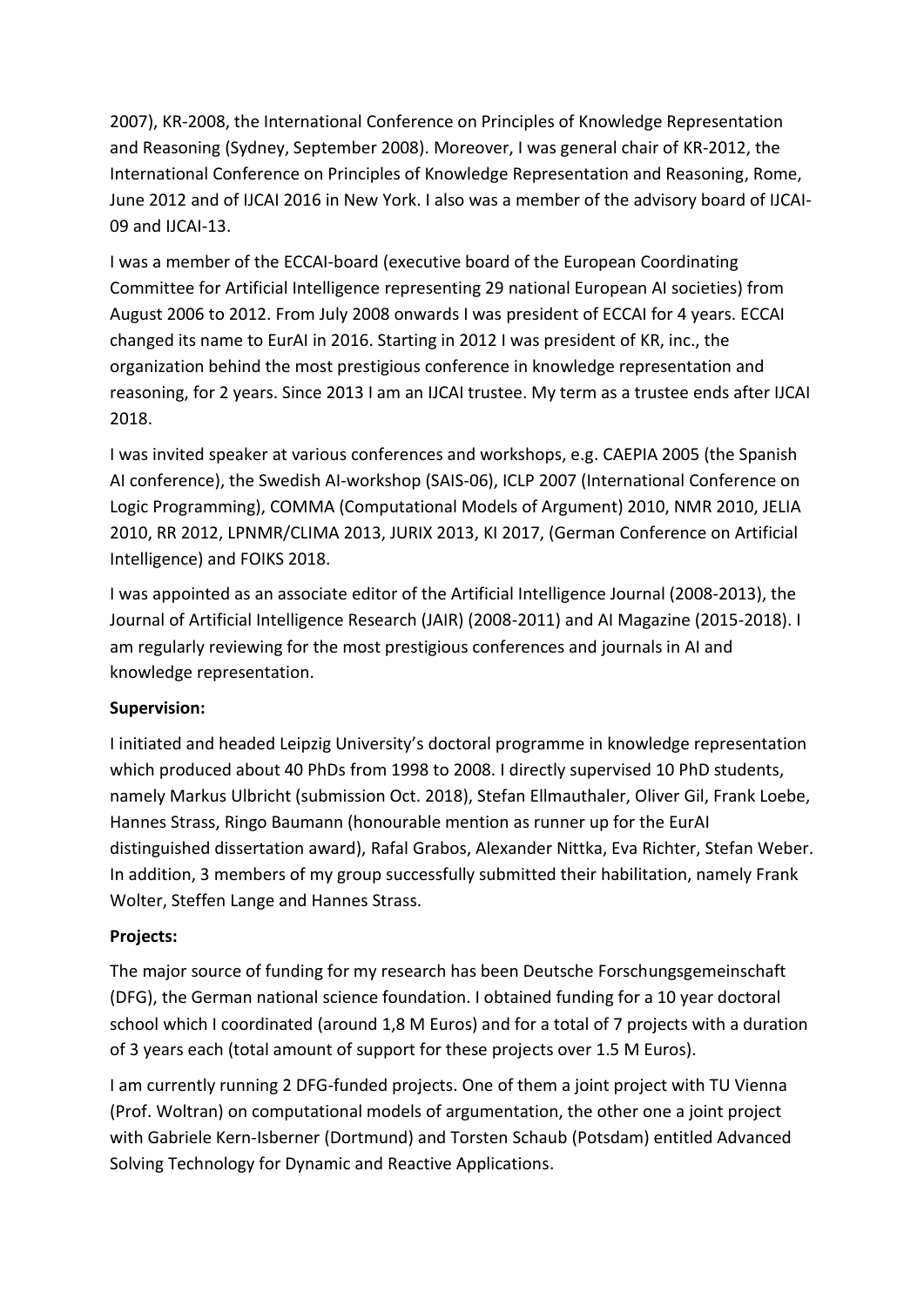2007), KR-2008, the International Conference on Principles of Knowledge Representation and Reasoning (Sydney, September 2008). Moreover, I was general chair of KR-2012, the International Conference on Principles of Knowledge Representation and Reasoning, Rome, June 2012 and of IJCAI 2016 in New York. I also was a member of the advisory board of IJCAI-09 and IJCAI-13.

I was a member of the ECCAI-board (executive board of the European Coordinating Committee for Artificial Intelligence representing 29 national European AI societies) from August 2006 to 2012. From July 2008 onwards I was president of ECCAI for 4 years. ECCAI changed its name to EurAI in 2016. Starting in 2012 I was president of KR, inc., the organization behind the most prestigious conference in knowledge representation and reasoning, for 2 years. Since 2013 I am an IJCAI trustee. My term as a trustee ends after IJCAI 2018.

I was invited speaker at various conferences and workshops, e.g. CAEPIA 2005 (the Spanish AI conference), the Swedish AI-workshop (SAIS-06), ICLP 2007 (International Conference on Logic Programming), COMMA (Computational Models of Argument) 2010, NMR 2010, JELIA 2010, RR 2012, LPNMR/CLIMA 2013, JURIX 2013, KI 2017, (German Conference on Artificial Intelligence) and FOIKS 2018.

I was appointed as an associate editor of the Artificial Intelligence Journal (2008-2013), the Journal of Artificial Intelligence Research (JAIR) (2008-2011) and AI Magazine (2015-2018). I am regularly reviewing for the most prestigious conferences and journals in AI and knowledge representation.

**Supervision:**

I initiated and headed Leipzig University's doctoral programme in knowledge representation which produced about 40 PhDs from 1998 to 2008. I directly supervised 10 PhD students, namely Markus Ulbricht (submission Oct. 2018), Stefan Ellmauthaler, Oliver Gil, Frank Loebe, Hannes Strass, Ringo Baumann (honourable mention as runner up for the EurAI distinguished dissertation award), Rafal Grabos, Alexander Nittka, Eva Richter, Stefan Weber. In addition, 3 members of my group successfully submitted their habilitation, namely Frank Wolter, Steffen Lange and Hannes Strass.

**Projects:**

The major source of funding for my research has been Deutsche Forschungsgemeinschaft (DFG), the German national science foundation. I obtained funding for a 10 year doctoral school which I coordinated (around 1,8 M Euros) and for a total of 7 projects with a duration of 3 years each (total amount of support for these projects over 1.5 M Euros).

I am currently running 2 DFG-funded projects. One of them a joint project with TU Vienna (Prof. Woltran) on computational models of argumentation, the other one a joint project with Gabriele Kern-Isberner (Dortmund) and Torsten Schaub (Potsdam) entitled Advanced Solving Technology for Dynamic and Reactive Applications.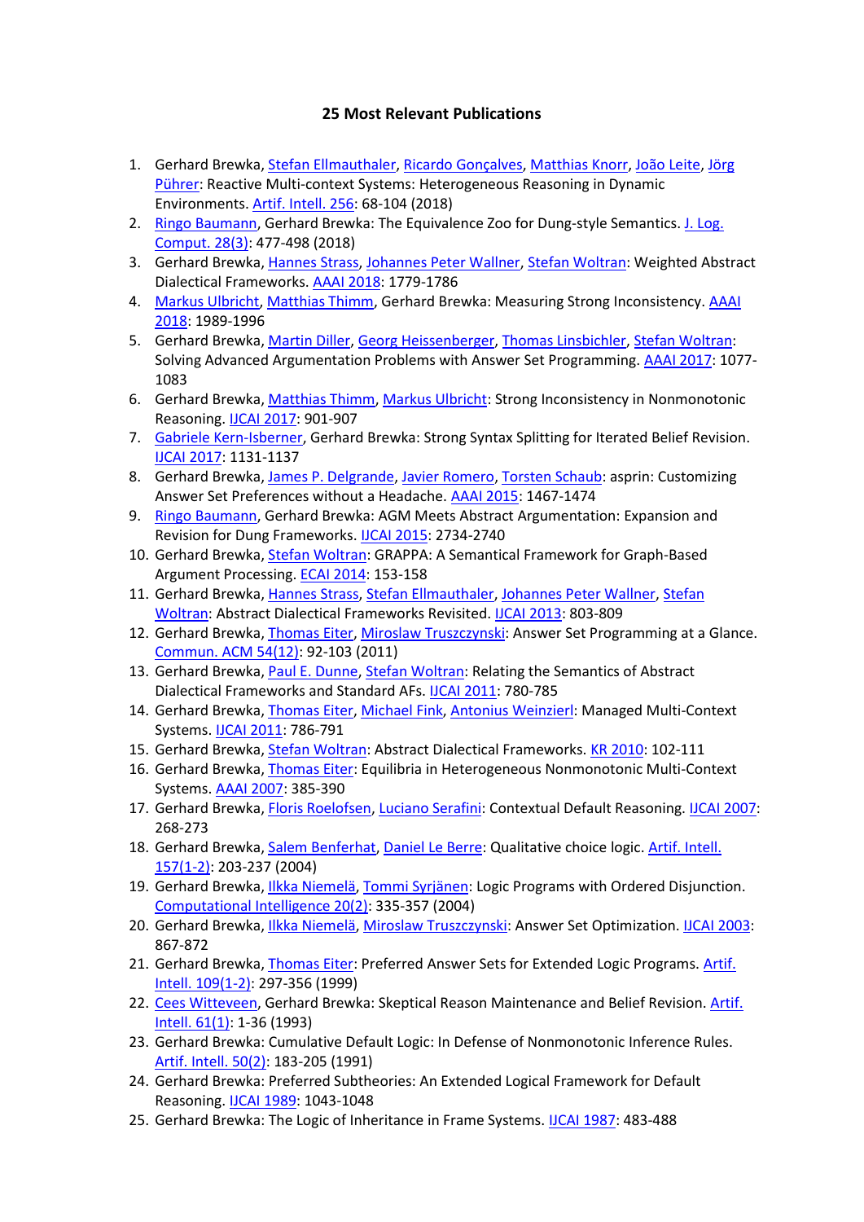## 25 Most Relevant Publications

1. Gerhard Brewka, Stefan Ellmauthaler, Ricardo Gonçalves, Matthias Knorr, João Leite, Jörg Pührer: Reactive Multi-context Systems: Heterogeneous Reasoning in Dynamic Environments. Artif. Intell. 256: 68-104 (2018)
2. Ringo Baumann, Gerhard Brewka: The Equivalence Zoo for Dung-style Semantics. J. Log. Comput. 28(3): 477-498 (2018)
3. Gerhard Brewka, Hannes Strass, Johannes Peter Wallner, Stefan Woltran: Weighted Abstract Dialectical Frameworks. AAAI 2018: 1779-1786
4. Markus Ulbricht, Matthias Thimm, Gerhard Brewka: Measuring Strong Inconsistency. AAAI 2018: 1989-1996
5. Gerhard Brewka, Martin Diller, Georg Heissenberger, Thomas Linsbichler, Stefan Woltran: Solving Advanced Argumentation Problems with Answer Set Programming. AAAI 2017: 1077-1083
6. Gerhard Brewka, Matthias Thimm, Markus Ulbricht: Strong Inconsistency in Nonmonotonic Reasoning. IJCAI 2017: 901-907
7. Gabriele Kern-Isberner, Gerhard Brewka: Strong Syntax Splitting for Iterated Belief Revision. IJCAI 2017: 1131-1137
8. Gerhard Brewka, James P. Delgrande, Javier Romero, Torsten Schaub: asprin: Customizing Answer Set Preferences without a Headache. AAAI 2015: 1467-1474
9. Ringo Baumann, Gerhard Brewka: AGM Meets Abstract Argumentation: Expansion and Revision for Dung Frameworks. IJCAI 2015: 2734-2740
10. Gerhard Brewka, Stefan Woltran: GRAPPA: A Semantical Framework for Graph-Based Argument Processing. ECAI 2014: 153-158
11. Gerhard Brewka, Hannes Strass, Stefan Ellmauthaler, Johannes Peter Wallner, Stefan Woltran: Abstract Dialectical Frameworks Revisited. IJCAI 2013: 803-809
12. Gerhard Brewka, Thomas Eiter, Miroslaw Truszczynski: Answer Set Programming at a Glance. Commun. ACM 54(12): 92-103 (2011)
13. Gerhard Brewka, Paul E. Dunne, Stefan Woltran: Relating the Semantics of Abstract Dialectical Frameworks and Standard AFs. IJCAI 2011: 780-785
14. Gerhard Brewka, Thomas Eiter, Michael Fink, Antonius Weinzierl: Managed Multi-Context Systems. IJCAI 2011: 786-791
15. Gerhard Brewka, Stefan Woltran: Abstract Dialectical Frameworks. KR 2010: 102-111
16. Gerhard Brewka, Thomas Eiter: Equilibria in Heterogeneous Nonmonotonic Multi-Context Systems. AAAI 2007: 385-390
17. Gerhard Brewka, Floris Roelofsen, Luciano Serafini: Contextual Default Reasoning. IJCAI 2007: 268-273
18. Gerhard Brewka, Salem Benferhat, Daniel Le Berre: Qualitative choice logic. Artif. Intell. 157(1-2): 203-237 (2004)
19. Gerhard Brewka, Ilkka Niemelä, Tommi Syrjänen: Logic Programs with Ordered Disjunction. Computational Intelligence 20(2): 335-357 (2004)
20. Gerhard Brewka, Ilkka Niemelä, Miroslaw Truszczynski: Answer Set Optimization. IJCAI 2003: 867-872
21. Gerhard Brewka, Thomas Eiter: Preferred Answer Sets for Extended Logic Programs. Artif. Intell. 109(1-2): 297-356 (1999)
22. Cees Witteveen, Gerhard Brewka: Skeptical Reason Maintenance and Belief Revision. Artif. Intell. 61(1): 1-36 (1993)
23. Gerhard Brewka: Cumulative Default Logic: In Defense of Nonmonotonic Inference Rules. Artif. Intell. 50(2): 183-205 (1991)
24. Gerhard Brewka: Preferred Subtheories: An Extended Logical Framework for Default Reasoning. IJCAI 1989: 1043-1048
25. Gerhard Brewka: The Logic of Inheritance in Frame Systems. IJCAI 1987: 483-488